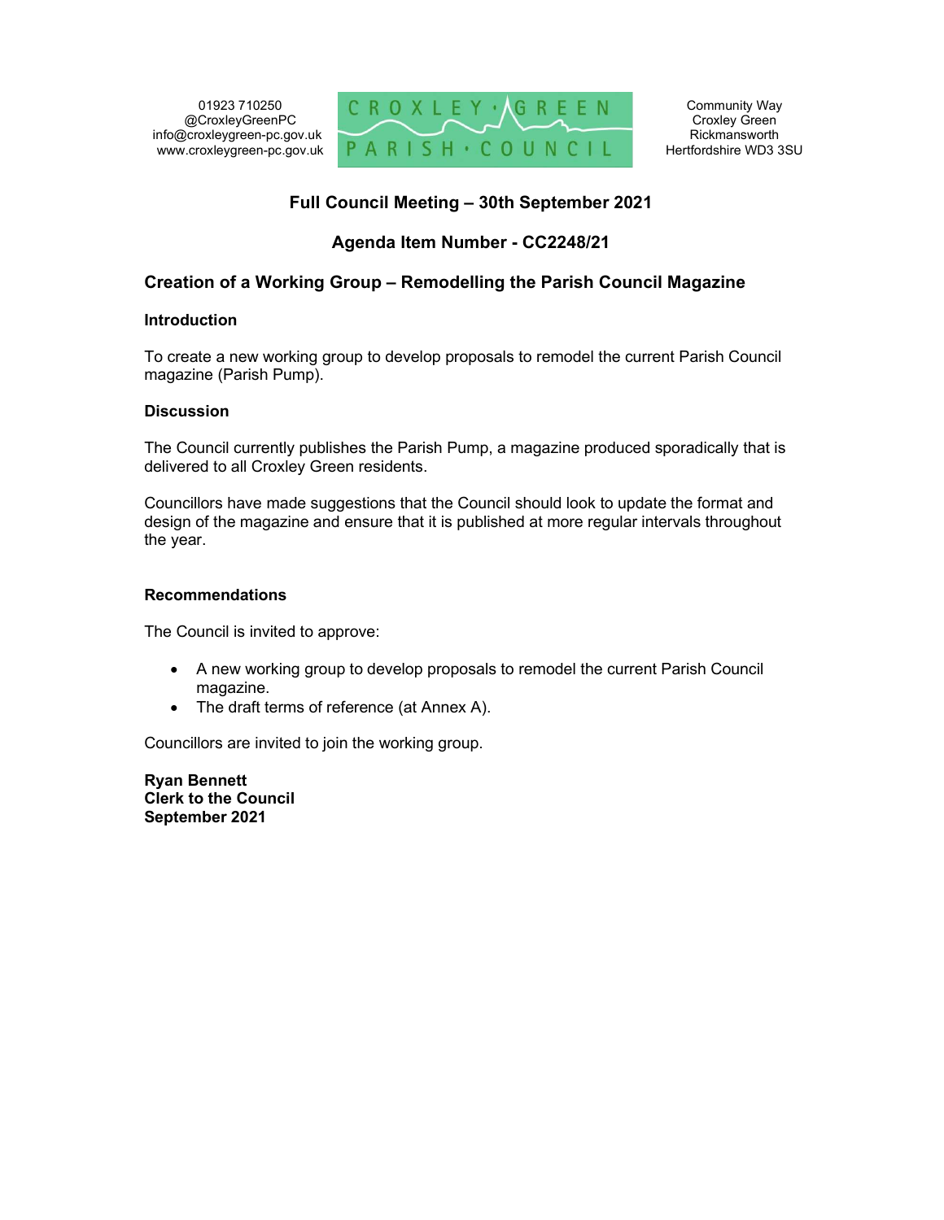01923 710250
@CroxleyGreenPC
info@croxleygreen-pc.gov.uk
www.croxleygreen-pc.gov.uk

CROXLEY GREEN PARISH COUNCIL

Community Way
Croxley Green
Rickmansworth
Hertfordshire WD3 3SU

## Full Council Meeting – 30th September 2021

## Agenda Item Number - CC2248/21

### Creation of a Working Group – Remodelling the Parish Council Magazine

**Introduction**

To create a new working group to develop proposals to remodel the current Parish Council magazine (Parish Pump).

**Discussion**

The Council currently publishes the Parish Pump, a magazine produced sporadically that is delivered to all Croxley Green residents.

Councillors have made suggestions that the Council should look to update the format and design of the magazine and ensure that it is published at more regular intervals throughout the year.

**Recommendations**

The Council is invited to approve:

- A new working group to develop proposals to remodel the current Parish Council magazine.
- The draft terms of reference (at Annex A).

Councillors are invited to join the working group.

**Ryan Bennett**
**Clerk to the Council**
**September 2021**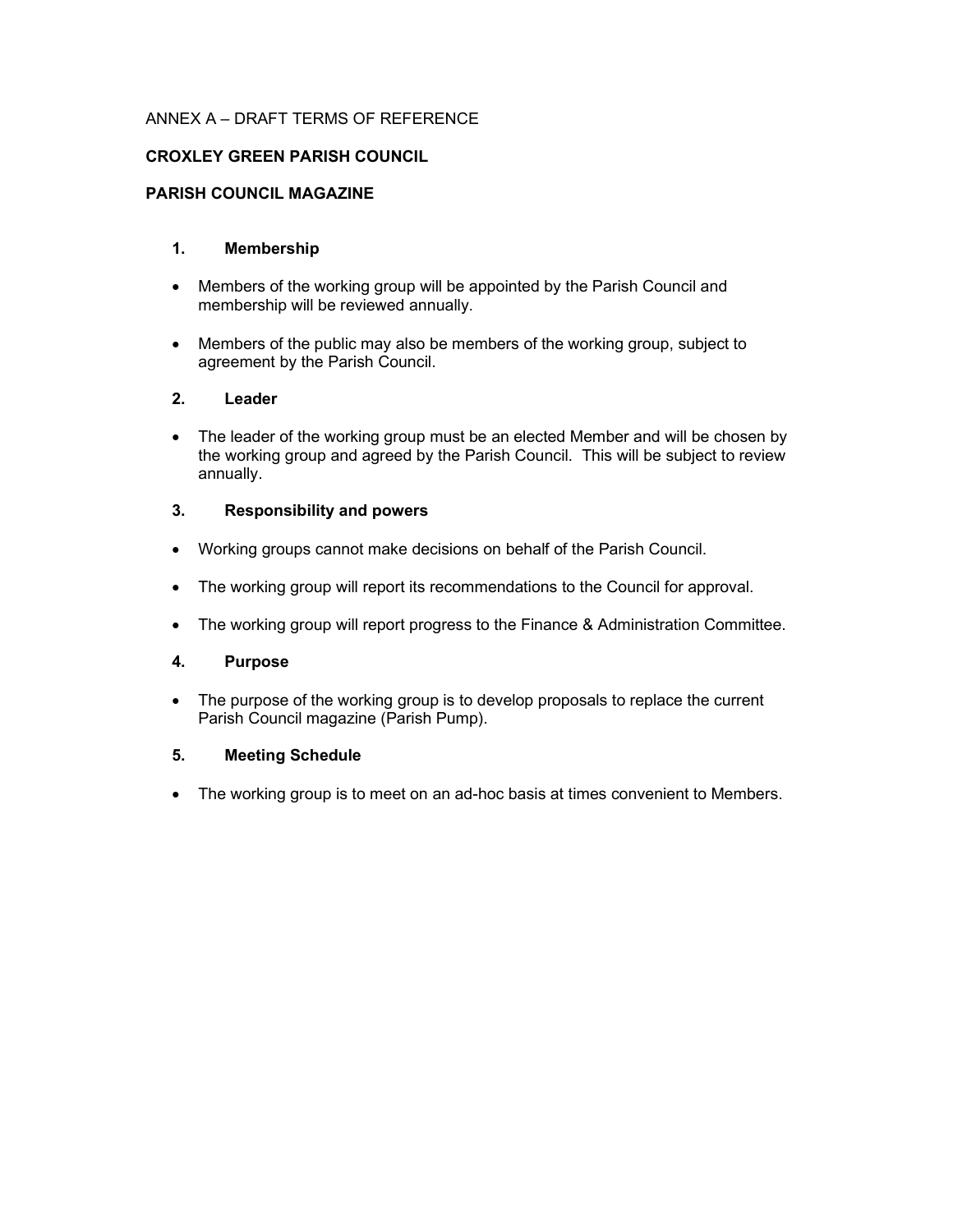ANNEX A – DRAFT TERMS OF REFERENCE

**CROXLEY GREEN PARISH COUNCIL**

**PARISH COUNCIL MAGAZINE**

### 1. Membership

- Members of the working group will be appointed by the Parish Council and membership will be reviewed annually.
- Members of the public may also be members of the working group, subject to agreement by the Parish Council.

### 2. Leader

- The leader of the working group must be an elected Member and will be chosen by the working group and agreed by the Parish Council. This will be subject to review annually.

### 3. Responsibility and powers

- Working groups cannot make decisions on behalf of the Parish Council.
- The working group will report its recommendations to the Council for approval.
- The working group will report progress to the Finance & Administration Committee.

### 4. Purpose

- The purpose of the working group is to develop proposals to replace the current Parish Council magazine (Parish Pump).

### 5. Meeting Schedule

- The working group is to meet on an ad-hoc basis at times convenient to Members.